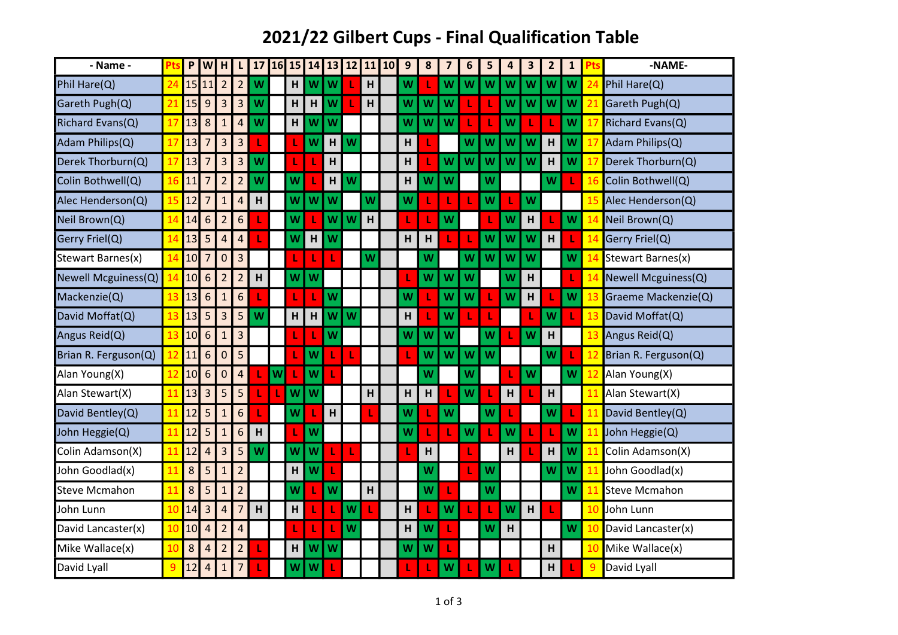# 2021/22 Gilbert Cups - Final Qualification Table

| - Name - | Pts | P | W | H | L | 17 | 16 | 15 | 14 | 13 | 12 | 11 | 10 | 9 | 8 | 7 | 6 | 5 | 4 | 3 | 2 | 1 | Pts | -NAME- |
|---|---|---|---|---|---|---|---|---|---|---|---|---|---|---|---|---|---|---|---|---|---|---|---|---|
| Phil Hare(Q) | 24 | 15 | 11 | 2 | 2 | W | | H | W | W | L | H | | W | L | W | W | W | W | W | W | W | 24 | Phil Hare(Q) |
| Gareth Pugh(Q) | 21 | 15 | 9 | 3 | 3 | W | | H | H | W | L | H | | W | W | W | L | L | W | W | W | W | 21 | Gareth Pugh(Q) |
| Richard Evans(Q) | 17 | 13 | 8 | 1 | 4 | W | | H | W | W | | | | W | W | W | L | L | W | L | L | W | 17 | Richard Evans(Q) |
| Adam Philips(Q) | 17 | 13 | 7 | 3 | 3 | L | | L | W | H | W | | | H | L | | W | W | W | W | H | W | 17 | Adam Philips(Q) |
| Derek Thorburn(Q) | 17 | 13 | 7 | 3 | 3 | W | | L | L | H | | | | H | L | W | W | W | W | W | H | W | 17 | Derek Thorburn(Q) |
| Colin Bothwell(Q) | 16 | 11 | 7 | 2 | 2 | W | | W | L | H | W | | | H | W | W | | W | | | W | L | 16 | Colin Bothwell(Q) |
| Alec Henderson(Q) | 15 | 12 | 7 | 1 | 4 | H | | W | W | W | | W | | W | L | L | L | W | L | W | | | 15 | Alec Henderson(Q) |
| Neil Brown(Q) | 14 | 14 | 6 | 2 | 6 | L | | W | L | W | W | H | | L | L | W | | L | W | H | L | W | 14 | Neil Brown(Q) |
| Gerry Friel(Q) | 14 | 13 | 5 | 4 | 4 | L | | W | H | W | | | | H | H | L | L | W | W | W | H | L | 14 | Gerry Friel(Q) |
| Stewart Barnes(x) | 14 | 10 | 7 | 0 | 3 | | | L | L | L | | W | | | W | | W | W | W | W | | W | 14 | Stewart Barnes(x) |
| Newell Mcguiness(Q) | 14 | 10 | 6 | 2 | 2 | H | | W | W | | | | | L | W | W | W | | W | H | | L | 14 | Newell Mcguiness(Q) |
| Mackenzie(Q) | 13 | 13 | 6 | 1 | 6 | L | | L | L | W | | | | W | L | W | W | L | W | H | L | W | 13 | Graeme Mackenzie(Q) |
| David Moffat(Q) | 13 | 13 | 5 | 3 | 5 | W | | H | H | W | W | | | H | L | W | L | L | | L | W | L | 13 | David Moffat(Q) |
| Angus Reid(Q) | 13 | 10 | 6 | 1 | 3 | | | L | L | W | | | | W | W | W | | W | L | W | H | | 13 | Angus Reid(Q) |
| Brian R. Ferguson(Q) | 12 | 11 | 6 | 0 | 5 | | | L | W | L | L | | | L | W | W | W | W | | | W | L | 12 | Brian R. Ferguson(Q) |
| Alan Young(X) | 12 | 10 | 6 | 0 | 4 | L | W | L | W | L | | | | | W | | W | | L | W | | W | 12 | Alan Young(X) |
| Alan Stewart(X) | 11 | 13 | 3 | 5 | 5 | L | L | W | W | | | H | | H | H | L | W | L | H | L | H | | 11 | Alan Stewart(X) |
| David Bentley(Q) | 11 | 12 | 5 | 1 | 6 | L | | W | L | H | | L | | W | L | W | | W | L | | W | L | 11 | David Bentley(Q) |
| John Heggie(Q) | 11 | 12 | 5 | 1 | 6 | H | | L | W | | | | | W | L | L | W | L | W | L | L | W | 11 | John Heggie(Q) |
| Colin Adamson(X) | 11 | 12 | 4 | 3 | 5 | W | | W | W | L | L | | | L | H | | L | | H | L | H | W | 11 | Colin Adamson(X) |
| John Goodlad(x) | 11 | 8 | 5 | 1 | 2 | | | H | W | L | | | | | W | | L | W | | | W | W | 11 | John Goodlad(x) |
| Steve Mcmahon | 11 | 8 | 5 | 1 | 2 | | | W | L | W | | H | | | W | L | | W | | | | W | 11 | Steve Mcmahon |
| John Lunn | 10 | 14 | 3 | 4 | 7 | H | | H | L | L | W | L | | H | L | W | L | L | W | H | L | | 10 | John Lunn |
| David Lancaster(x) | 10 | 10 | 4 | 2 | 4 | | | L | L | L | W | | | H | W | L | | W | H | | | W | 10 | David Lancaster(x) |
| Mike Wallace(x) | 10 | 8 | 4 | 2 | 2 | L | | H | W | W | | | | W | W | L | | | | | H | | 10 | Mike Wallace(x) |
| David Lyall | 9 | 12 | 4 | 1 | 7 | L | | W | W | L | | | | L | L | W | L | W | L | | H | L | 9 | David Lyall |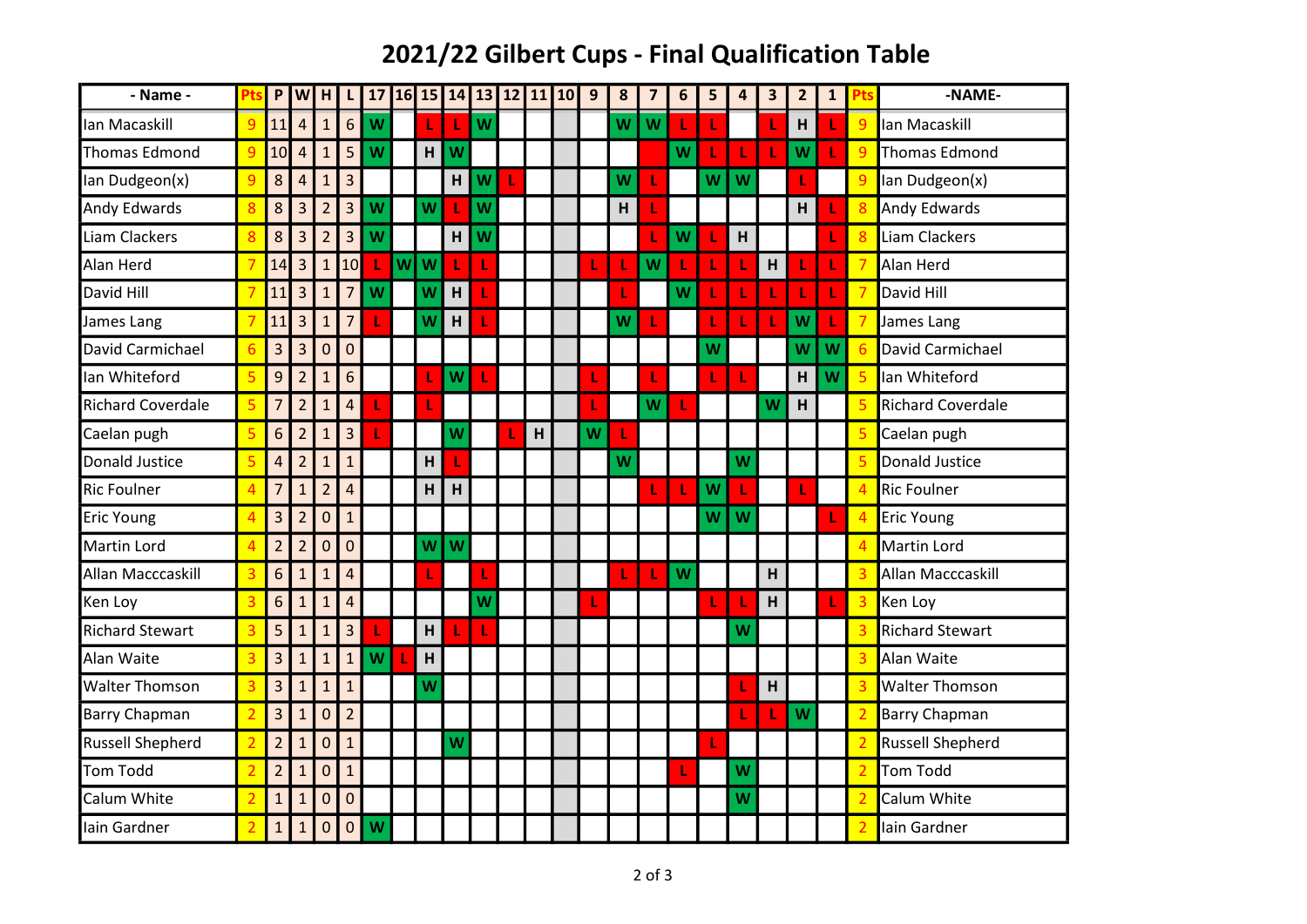# 2021/22 Gilbert Cups - Final Qualification Table

| - Name - | Pts | P | W | H | L | 17 | 16 | 15 | 14 | 13 | 12 | 11 | 10 | 9 | 8 | 7 | 6 | 5 | 4 | 3 | 2 | 1 | Pts | -NAME- |
|---|---|---|---|---|---|---|---|---|---|---|---|---|---|---|---|---|---|---|---|---|---|---|---|---|
| Ian Macaskill | 9 | 11 | 4 | 1 | 6 | W | | L | L | W | | | | | W | W | L | L | | L | H | L | 9 | Ian Macaskill |
| Thomas Edmond | 9 | 10 | 4 | 1 | 5 | W | | H | W | | | | | | | | W | L | L | L | W | L | 9 | Thomas Edmond |
| Ian Dudgeon(x) | 9 | 8 | 4 | 1 | 3 | | | | H | W | L | | | | W | L | | W | W | | L | | 9 | Ian Dudgeon(x) |
| Andy Edwards | 8 | 8 | 3 | 2 | 3 | W | | W | L | W | | | | | H | L | | | | | H | L | 8 | Andy Edwards |
| Liam Clackers | 8 | 8 | 3 | 2 | 3 | W | | | H | W | | | | | | L | W | L | H | | | L | 8 | Liam Clackers |
| Alan Herd | 7 | 14 | 3 | 1 | 10 | L | W | W | L | L | | | | L | L | W | L | L | L | H | L | L | 7 | Alan Herd |
| David Hill | 7 | 11 | 3 | 1 | 7 | W | | W | H | L | | | | | L | | W | L | L | L | L | L | 7 | David Hill |
| James Lang | 7 | 11 | 3 | 1 | 7 | L | | W | H | L | | | | | W | L | | L | L | L | W | L | 7 | James Lang |
| David Carmichael | 6 | 3 | 3 | 0 | 0 | | | | | | | | | | | | | W | | | W | W | 6 | David Carmichael |
| Ian Whiteford | 5 | 9 | 2 | 1 | 6 | | | L | W | L | | | | L | | L | | L | L | | H | W | 5 | Ian Whiteford |
| Richard Coverdale | 5 | 7 | 2 | 1 | 4 | L | | L | | | | | | L | | W | L | | | W | H | | 5 | Richard Coverdale |
| Caelan pugh | 5 | 6 | 2 | 1 | 3 | L | | | W | | L | H | | W | L | | | | | | | | 5 | Caelan pugh |
| Donald Justice | 5 | 4 | 2 | 1 | 1 | | | H | L | | | | | | W | | | | W | | | | 5 | Donald Justice |
| Ric Foulner | 4 | 7 | 1 | 2 | 4 | | | H | H | | | | | | | L | L | W | L | | L | | 4 | Ric Foulner |
| Eric Young | 4 | 3 | 2 | 0 | 1 | | | | | | | | | | | | | W | W | | | L | 4 | Eric Young |
| Martin Lord | 4 | 2 | 2 | 0 | 0 | | | W | W | | | | | | | | | | | | | | 4 | Martin Lord |
| Allan Macccaskill | 3 | 6 | 1 | 1 | 4 | | | L | | L | | | | | L | L | W | | | H | | | 3 | Allan Macccaskill |
| Ken Loy | 3 | 6 | 1 | 1 | 4 | | | | | W | | | | L | | | | L | L | H | | L | 3 | Ken Loy |
| Richard Stewart | 3 | 5 | 1 | 1 | 3 | L | | H | L | L | | | | | | | | | W | | | | 3 | Richard Stewart |
| Alan Waite | 3 | 3 | 1 | 1 | 1 | W | L | H | | | | | | | | | | | | | | | 3 | Alan Waite |
| Walter Thomson | 3 | 3 | 1 | 1 | 1 | | | W | | | | | | | | | | | L | H | | | 3 | Walter Thomson |
| Barry Chapman | 2 | 3 | 1 | 0 | 2 | | | | | | | | | | | | | | L | L | W | | 2 | Barry Chapman |
| Russell Shepherd | 2 | 2 | 1 | 0 | 1 | | | | W | | | | | | | | | L | | | | | 2 | Russell Shepherd |
| Tom Todd | 2 | 2 | 1 | 0 | 1 | | | | | | | | | | | | L | | W | | | | 2 | Tom Todd |
| Calum White | 2 | 1 | 1 | 0 | 0 | | | | | | | | | | | | | | W | | | | 2 | Calum White |
| Iain Gardner | 2 | 1 | 1 | 0 | 0 | W | | | | | | | | | | | | | | | | | 2 | Iain Gardner |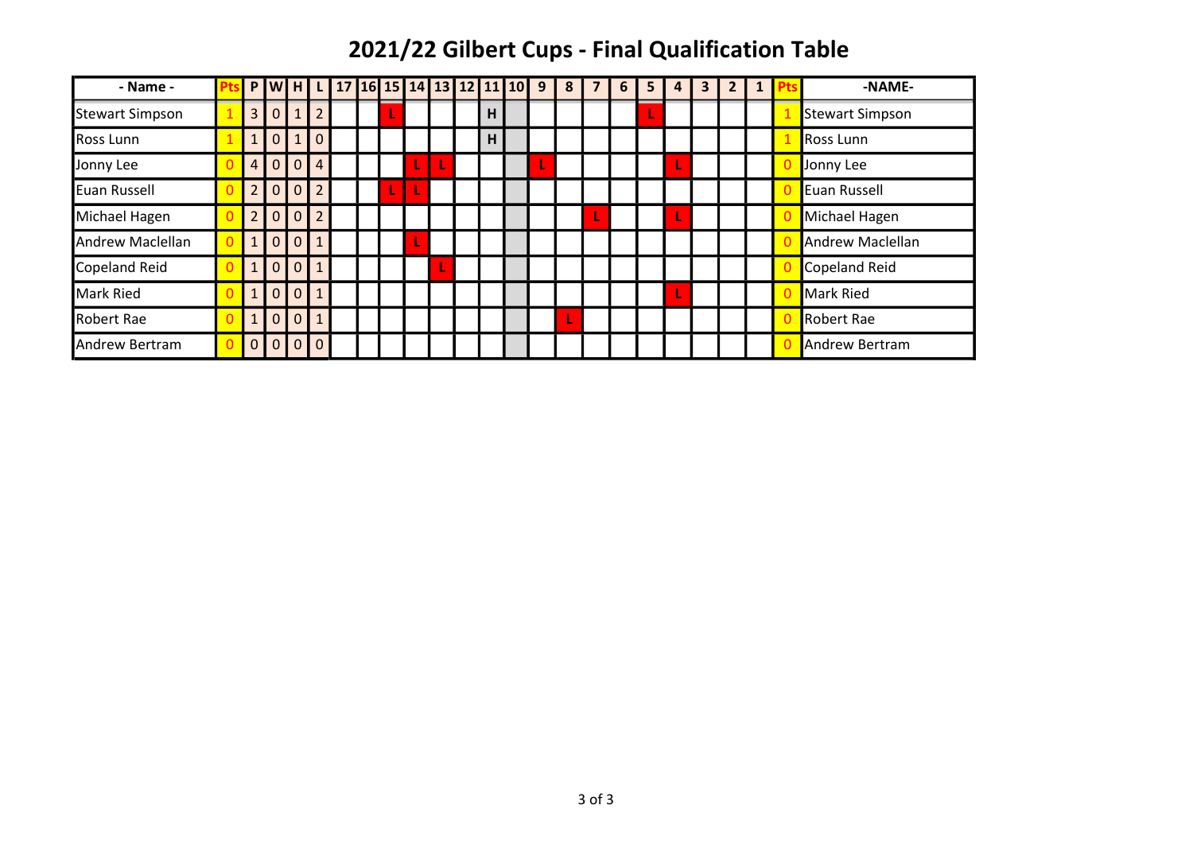# 2021/22 Gilbert Cups - Final Qualification Table

| - Name - | Pts | P | W | H | L | 17 | 16 | 15 | 14 | 13 | 12 | 11 | 10 | 9 | 8 | 7 | 6 | 5 | 4 | 3 | 2 | 1 | Pts | -NAME- |
|---|---|---|---|---|---|---|---|---|---|---|---|---|---|---|---|---|---|---|---|---|---|---|---|---|
| Stewart Simpson | 1 | 3 | 0 | 1 | 2 | | | L | | | | H | | | | | | L | | | | | 1 | Stewart Simpson |
| Ross Lunn | 1 | 1 | 0 | 1 | 0 | | | | | | | H | | | | | | | | | | | 1 | Ross Lunn |
| Jonny Lee | 0 | 4 | 0 | 0 | 4 | | | | L | L | | | | L | | | | | L | | | | 0 | Jonny Lee |
| Euan Russell | 0 | 2 | 0 | 0 | 2 | | | L | L | | | | | | | | | | | | | | 0 | Euan Russell |
| Michael Hagen | 0 | 2 | 0 | 0 | 2 | | | | | | | | | | | L | | | L | | | | 0 | Michael Hagen |
| Andrew Maclellan | 0 | 1 | 0 | 0 | 1 | | | | L | | | | | | | | | | | | | | 0 | Andrew Maclellan |
| Copeland Reid | 0 | 1 | 0 | 0 | 1 | | | | | L | | | | | | | | | | | | | 0 | Copeland Reid |
| Mark Ried | 0 | 1 | 0 | 0 | 1 | | | | | | | | | | | | | | L | | | | 0 | Mark Ried |
| Robert Rae | 0 | 1 | 0 | 0 | 1 | | | | | | | | | | L | | | | | | | | 0 | Robert Rae |
| Andrew Bertram | 0 | 0 | 0 | 0 | 0 | | | | | | | | | | | | | | | | | | 0 | Andrew Bertram |